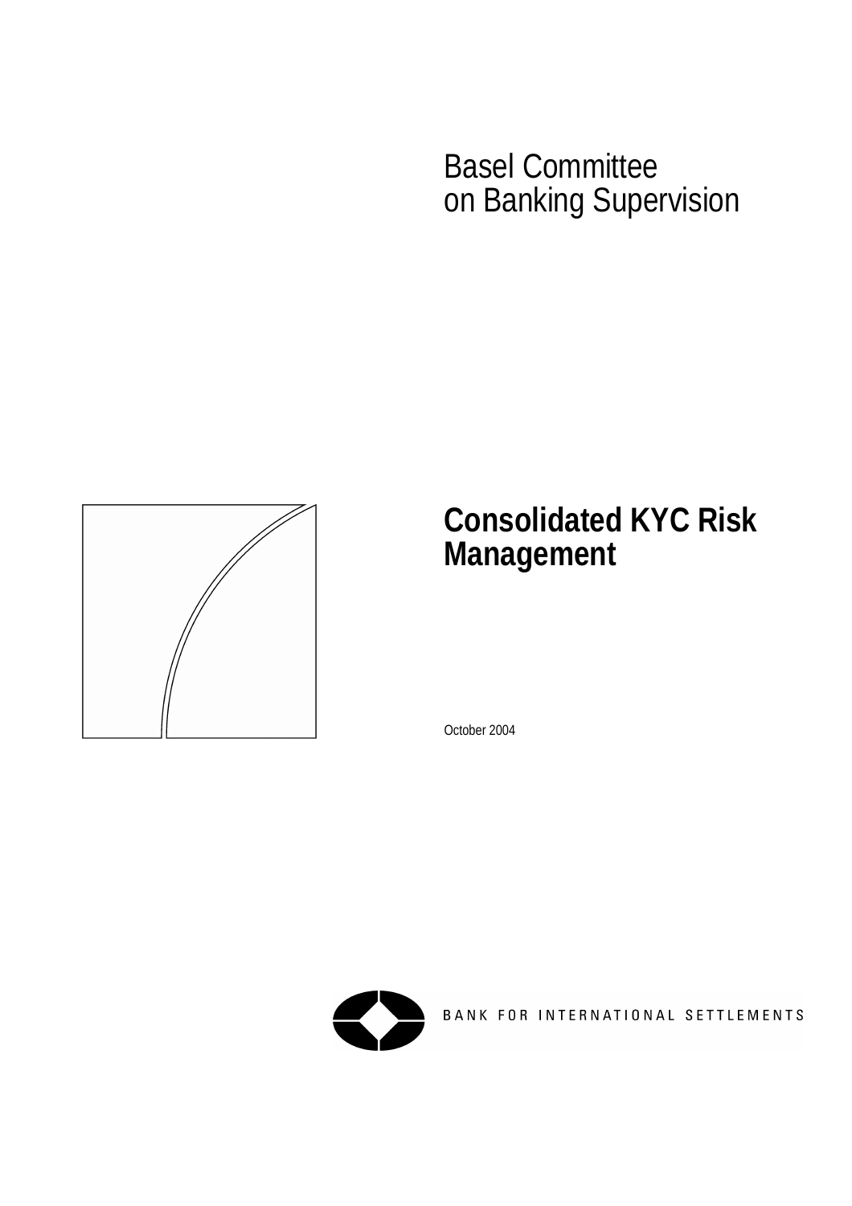Basel Committee
on Banking Supervision

# Consolidated KYC Risk Management

October 2004

BANK FOR INTERNATIONAL SETTLEMENTS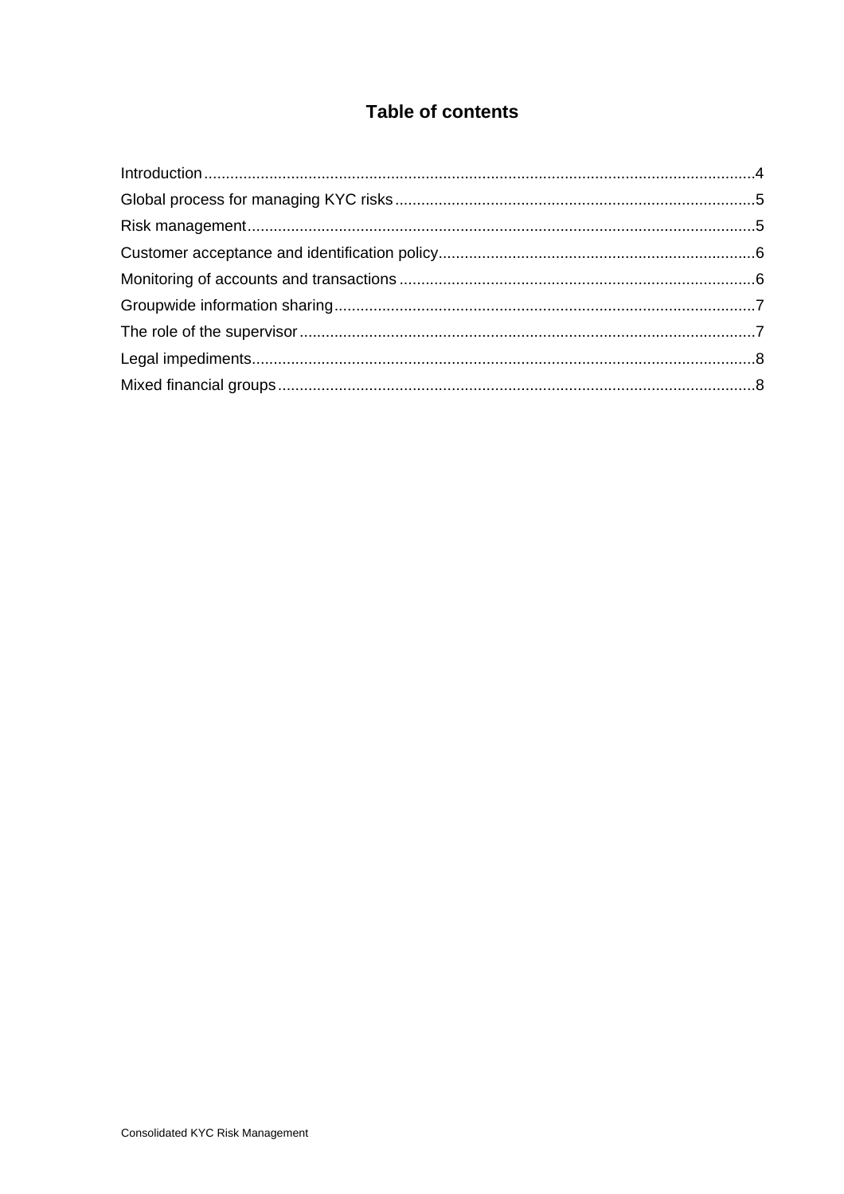# Table of contents

Introduction....................................................................................................................4

Global process for managing KYC risks..................................................................................5

Risk management..................................................................................................................5

Customer acceptance and identification policy.......................................................................6

Monitoring of accounts and transactions ................................................................................6

Groupwide information sharing...............................................................................................7

The role of the supervisor.......................................................................................................7

Legal impediments.................................................................................................................8

Mixed financial groups............................................................................................................8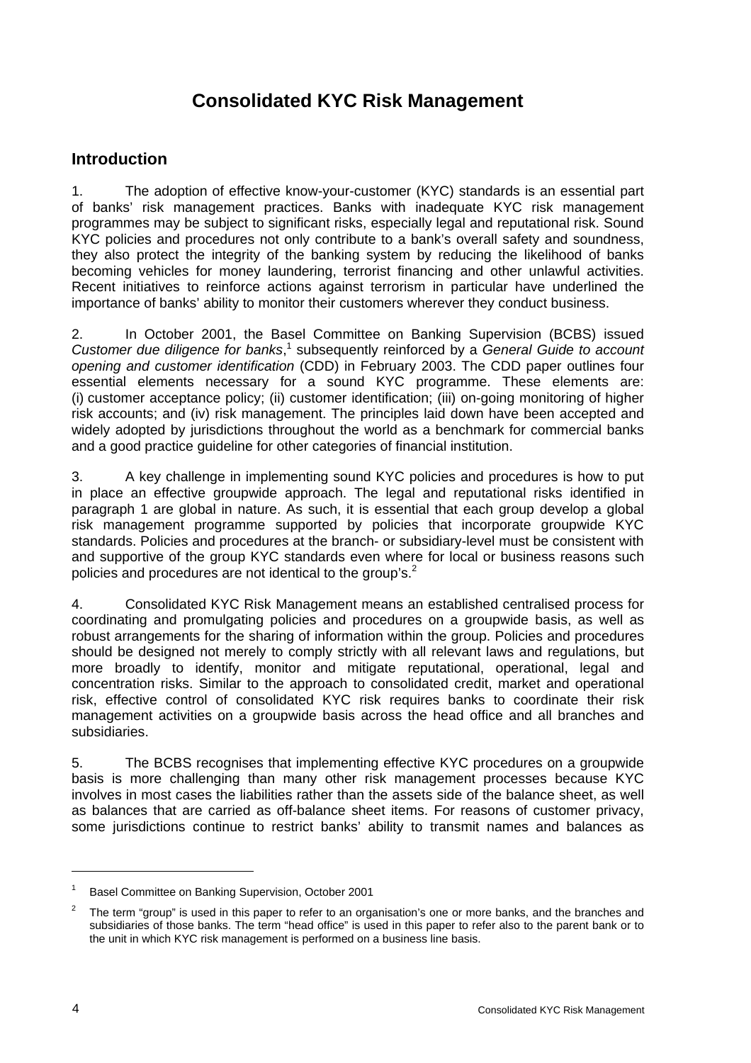# Consolidated KYC Risk Management

## Introduction

1. The adoption of effective know-your-customer (KYC) standards is an essential part of banks' risk management practices. Banks with inadequate KYC risk management programmes may be subject to significant risks, especially legal and reputational risk. Sound KYC policies and procedures not only contribute to a bank's overall safety and soundness, they also protect the integrity of the banking system by reducing the likelihood of banks becoming vehicles for money laundering, terrorist financing and other unlawful activities. Recent initiatives to reinforce actions against terrorism in particular have underlined the importance of banks' ability to monitor their customers wherever they conduct business.

2. In October 2001, the Basel Committee on Banking Supervision (BCBS) issued *Customer due diligence for banks*,[1] subsequently reinforced by a *General Guide to account opening and customer identification* (CDD) in February 2003. The CDD paper outlines four essential elements necessary for a sound KYC programme. These elements are: (i) customer acceptance policy; (ii) customer identification; (iii) on-going monitoring of higher risk accounts; and (iv) risk management. The principles laid down have been accepted and widely adopted by jurisdictions throughout the world as a benchmark for commercial banks and a good practice guideline for other categories of financial institution.

3. A key challenge in implementing sound KYC policies and procedures is how to put in place an effective groupwide approach. The legal and reputational risks identified in paragraph 1 are global in nature. As such, it is essential that each group develop a global risk management programme supported by policies that incorporate groupwide KYC standards. Policies and procedures at the branch- or subsidiary-level must be consistent with and supportive of the group KYC standards even where for local or business reasons such policies and procedures are not identical to the group's.[2]

4. Consolidated KYC Risk Management means an established centralised process for coordinating and promulgating policies and procedures on a groupwide basis, as well as robust arrangements for the sharing of information within the group. Policies and procedures should be designed not merely to comply strictly with all relevant laws and regulations, but more broadly to identify, monitor and mitigate reputational, operational, legal and concentration risks. Similar to the approach to consolidated credit, market and operational risk, effective control of consolidated KYC risk requires banks to coordinate their risk management activities on a groupwide basis across the head office and all branches and subsidiaries.

5. The BCBS recognises that implementing effective KYC procedures on a groupwide basis is more challenging than many other risk management processes because KYC involves in most cases the liabilities rather than the assets side of the balance sheet, as well as balances that are carried as off-balance sheet items. For reasons of customer privacy, some jurisdictions continue to restrict banks' ability to transmit names and balances as

---

[1] Basel Committee on Banking Supervision, October 2001

[2] The term "group" is used in this paper to refer to an organisation's one or more banks, and the branches and subsidiaries of those banks. The term "head office" is used in this paper to refer also to the parent bank or to the unit in which KYC risk management is performed on a business line basis.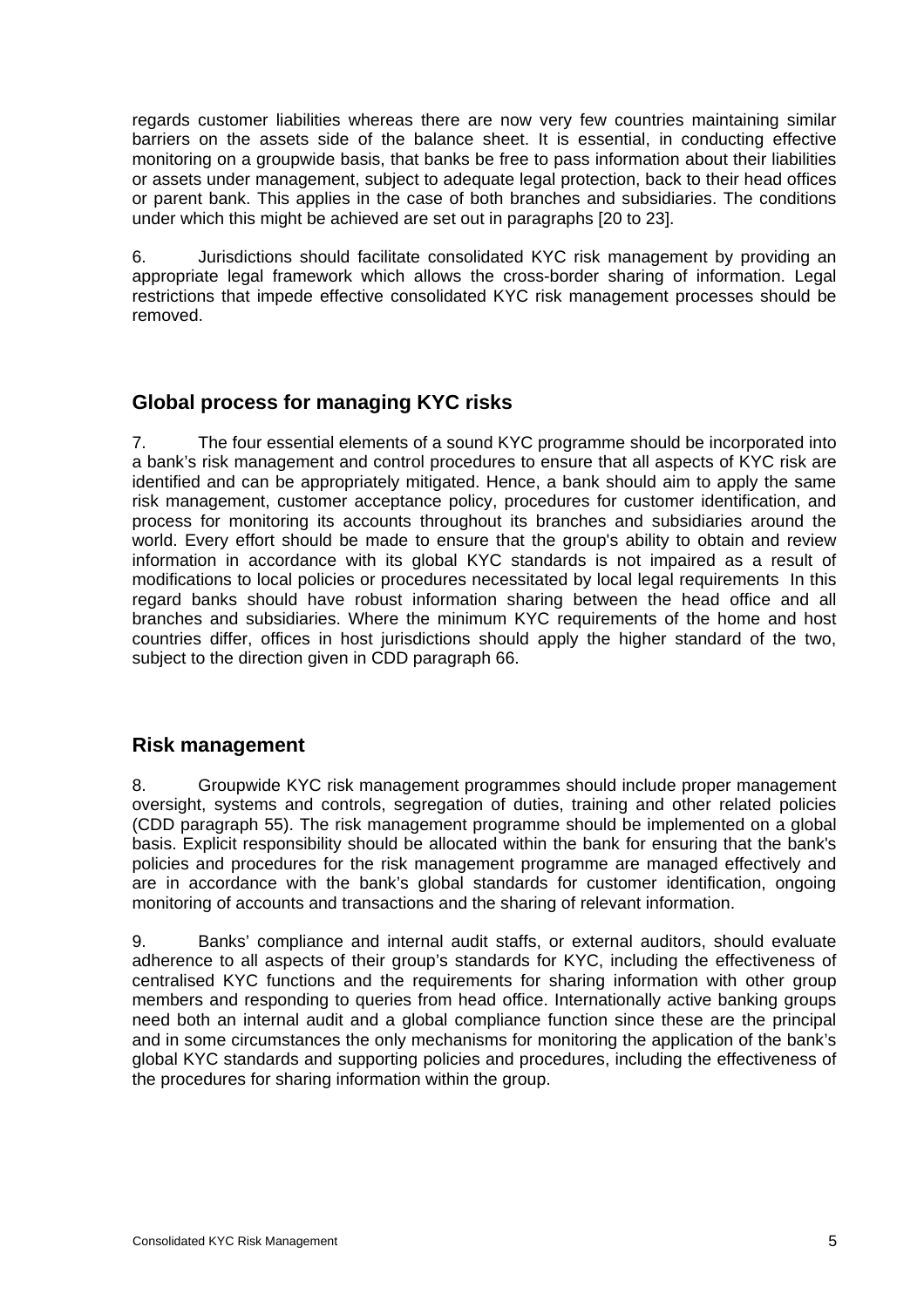regards customer liabilities whereas there are now very few countries maintaining similar barriers on the assets side of the balance sheet. It is essential, in conducting effective monitoring on a groupwide basis, that banks be free to pass information about their liabilities or assets under management, subject to adequate legal protection, back to their head offices or parent bank. This applies in the case of both branches and subsidiaries. The conditions under which this might be achieved are set out in paragraphs [20 to 23].

6. Jurisdictions should facilitate consolidated KYC risk management by providing an appropriate legal framework which allows the cross-border sharing of information. Legal restrictions that impede effective consolidated KYC risk management processes should be removed.

## Global process for managing KYC risks

7. The four essential elements of a sound KYC programme should be incorporated into a bank's risk management and control procedures to ensure that all aspects of KYC risk are identified and can be appropriately mitigated. Hence, a bank should aim to apply the same risk management, customer acceptance policy, procedures for customer identification, and process for monitoring its accounts throughout its branches and subsidiaries around the world. Every effort should be made to ensure that the group's ability to obtain and review information in accordance with its global KYC standards is not impaired as a result of modifications to local policies or procedures necessitated by local legal requirements In this regard banks should have robust information sharing between the head office and all branches and subsidiaries. Where the minimum KYC requirements of the home and host countries differ, offices in host jurisdictions should apply the higher standard of the two, subject to the direction given in CDD paragraph 66.

## Risk management

8. Groupwide KYC risk management programmes should include proper management oversight, systems and controls, segregation of duties, training and other related policies (CDD paragraph 55). The risk management programme should be implemented on a global basis. Explicit responsibility should be allocated within the bank for ensuring that the bank's policies and procedures for the risk management programme are managed effectively and are in accordance with the bank's global standards for customer identification, ongoing monitoring of accounts and transactions and the sharing of relevant information.

9. Banks' compliance and internal audit staffs, or external auditors, should evaluate adherence to all aspects of their group's standards for KYC, including the effectiveness of centralised KYC functions and the requirements for sharing information with other group members and responding to queries from head office. Internationally active banking groups need both an internal audit and a global compliance function since these are the principal and in some circumstances the only mechanisms for monitoring the application of the bank's global KYC standards and supporting policies and procedures, including the effectiveness of the procedures for sharing information within the group.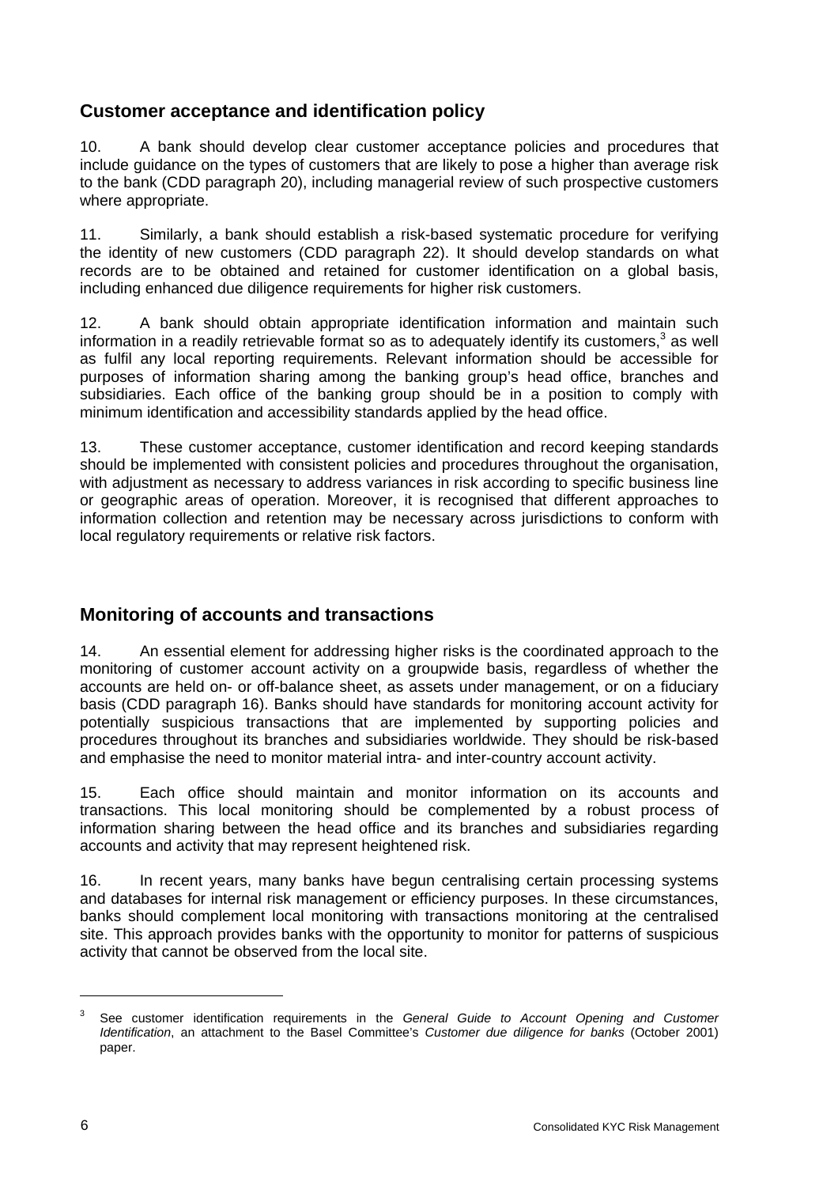## Customer acceptance and identification policy

10. A bank should develop clear customer acceptance policies and procedures that include guidance on the types of customers that are likely to pose a higher than average risk to the bank (CDD paragraph 20), including managerial review of such prospective customers where appropriate.

11. Similarly, a bank should establish a risk-based systematic procedure for verifying the identity of new customers (CDD paragraph 22). It should develop standards on what records are to be obtained and retained for customer identification on a global basis, including enhanced due diligence requirements for higher risk customers.

12. A bank should obtain appropriate identification information and maintain such information in a readily retrievable format so as to adequately identify its customers,[3] as well as fulfil any local reporting requirements. Relevant information should be accessible for purposes of information sharing among the banking group's head office, branches and subsidiaries. Each office of the banking group should be in a position to comply with minimum identification and accessibility standards applied by the head office.

13. These customer acceptance, customer identification and record keeping standards should be implemented with consistent policies and procedures throughout the organisation, with adjustment as necessary to address variances in risk according to specific business line or geographic areas of operation. Moreover, it is recognised that different approaches to information collection and retention may be necessary across jurisdictions to conform with local regulatory requirements or relative risk factors.

## Monitoring of accounts and transactions

14. An essential element for addressing higher risks is the coordinated approach to the monitoring of customer account activity on a groupwide basis, regardless of whether the accounts are held on- or off-balance sheet, as assets under management, or on a fiduciary basis (CDD paragraph 16). Banks should have standards for monitoring account activity for potentially suspicious transactions that are implemented by supporting policies and procedures throughout its branches and subsidiaries worldwide. They should be risk-based and emphasise the need to monitor material intra- and inter-country account activity.

15. Each office should maintain and monitor information on its accounts and transactions. This local monitoring should be complemented by a robust process of information sharing between the head office and its branches and subsidiaries regarding accounts and activity that may represent heightened risk.

16. In recent years, many banks have begun centralising certain processing systems and databases for internal risk management or efficiency purposes. In these circumstances, banks should complement local monitoring with transactions monitoring at the centralised site. This approach provides banks with the opportunity to monitor for patterns of suspicious activity that cannot be observed from the local site.

---

[3] See customer identification requirements in the *General Guide to Account Opening and Customer Identification*, an attachment to the Basel Committee's *Customer due diligence for banks* (October 2001) paper.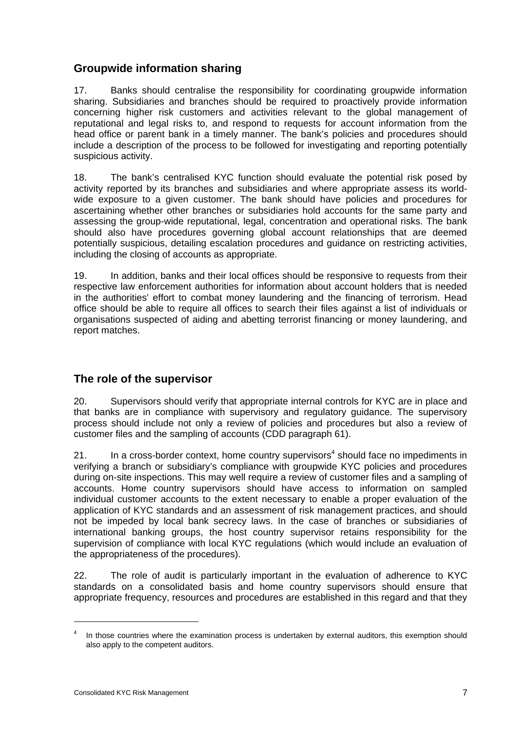## Groupwide information sharing

17. Banks should centralise the responsibility for coordinating groupwide information sharing. Subsidiaries and branches should be required to proactively provide information concerning higher risk customers and activities relevant to the global management of reputational and legal risks to, and respond to requests for account information from the head office or parent bank in a timely manner. The bank's policies and procedures should include a description of the process to be followed for investigating and reporting potentially suspicious activity.

18. The bank's centralised KYC function should evaluate the potential risk posed by activity reported by its branches and subsidiaries and where appropriate assess its world-wide exposure to a given customer. The bank should have policies and procedures for ascertaining whether other branches or subsidiaries hold accounts for the same party and assessing the group-wide reputational, legal, concentration and operational risks. The bank should also have procedures governing global account relationships that are deemed potentially suspicious, detailing escalation procedures and guidance on restricting activities, including the closing of accounts as appropriate.

19. In addition, banks and their local offices should be responsive to requests from their respective law enforcement authorities for information about account holders that is needed in the authorities' effort to combat money laundering and the financing of terrorism. Head office should be able to require all offices to search their files against a list of individuals or organisations suspected of aiding and abetting terrorist financing or money laundering, and report matches.

## The role of the supervisor

20. Supervisors should verify that appropriate internal controls for KYC are in place and that banks are in compliance with supervisory and regulatory guidance. The supervisory process should include not only a review of policies and procedures but also a review of customer files and the sampling of accounts (CDD paragraph 61).

21. In a cross-border context, home country supervisors[4] should face no impediments in verifying a branch or subsidiary's compliance with groupwide KYC policies and procedures during on-site inspections. This may well require a review of customer files and a sampling of accounts. Home country supervisors should have access to information on sampled individual customer accounts to the extent necessary to enable a proper evaluation of the application of KYC standards and an assessment of risk management practices, and should not be impeded by local bank secrecy laws. In the case of branches or subsidiaries of international banking groups, the host country supervisor retains responsibility for the supervision of compliance with local KYC regulations (which would include an evaluation of the appropriateness of the procedures).

22. The role of audit is particularly important in the evaluation of adherence to KYC standards on a consolidated basis and home country supervisors should ensure that appropriate frequency, resources and procedures are established in this regard and that they

[4] In those countries where the examination process is undertaken by external auditors, this exemption should also apply to the competent auditors.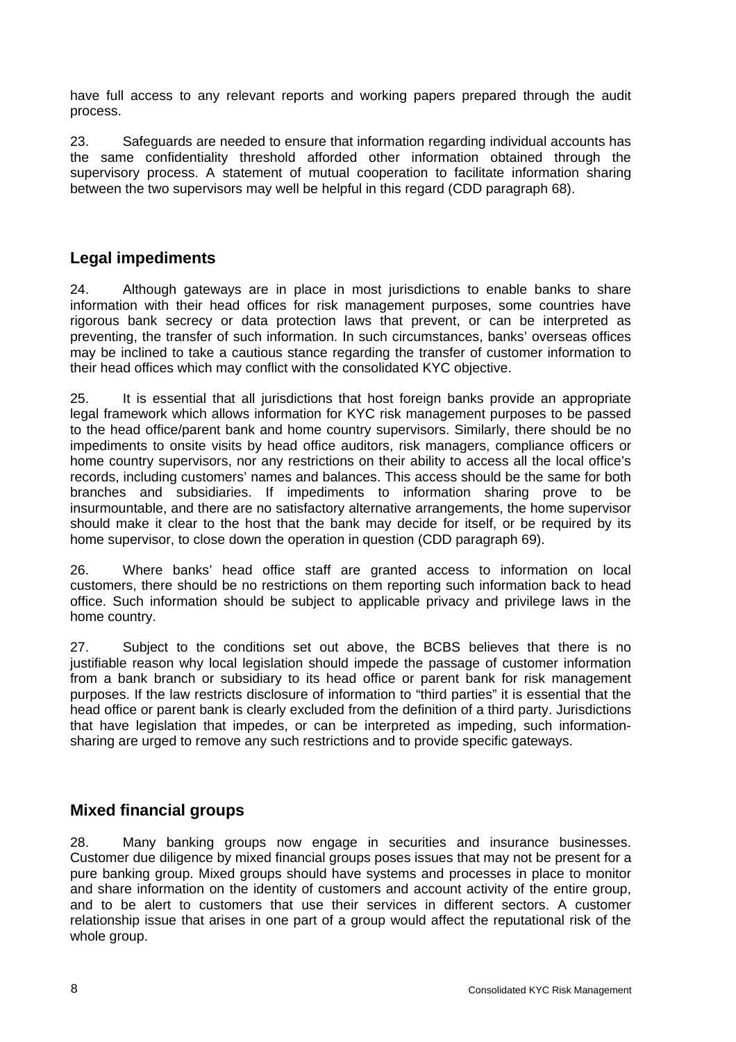have full access to any relevant reports and working papers prepared through the audit process.

23. Safeguards are needed to ensure that information regarding individual accounts has the same confidentiality threshold afforded other information obtained through the supervisory process. A statement of mutual cooperation to facilitate information sharing between the two supervisors may well be helpful in this regard (CDD paragraph 68).

## Legal impediments

24. Although gateways are in place in most jurisdictions to enable banks to share information with their head offices for risk management purposes, some countries have rigorous bank secrecy or data protection laws that prevent, or can be interpreted as preventing, the transfer of such information. In such circumstances, banks' overseas offices may be inclined to take a cautious stance regarding the transfer of customer information to their head offices which may conflict with the consolidated KYC objective.

25. It is essential that all jurisdictions that host foreign banks provide an appropriate legal framework which allows information for KYC risk management purposes to be passed to the head office/parent bank and home country supervisors. Similarly, there should be no impediments to onsite visits by head office auditors, risk managers, compliance officers or home country supervisors, nor any restrictions on their ability to access all the local office's records, including customers' names and balances. This access should be the same for both branches and subsidiaries. If impediments to information sharing prove to be insurmountable, and there are no satisfactory alternative arrangements, the home supervisor should make it clear to the host that the bank may decide for itself, or be required by its home supervisor, to close down the operation in question (CDD paragraph 69).

26. Where banks' head office staff are granted access to information on local customers, there should be no restrictions on them reporting such information back to head office. Such information should be subject to applicable privacy and privilege laws in the home country.

27. Subject to the conditions set out above, the BCBS believes that there is no justifiable reason why local legislation should impede the passage of customer information from a bank branch or subsidiary to its head office or parent bank for risk management purposes. If the law restricts disclosure of information to "third parties" it is essential that the head office or parent bank is clearly excluded from the definition of a third party. Jurisdictions that have legislation that impedes, or can be interpreted as impeding, such information-sharing are urged to remove any such restrictions and to provide specific gateways.

## Mixed financial groups

28. Many banking groups now engage in securities and insurance businesses. Customer due diligence by mixed financial groups poses issues that may not be present for a pure banking group. Mixed groups should have systems and processes in place to monitor and share information on the identity of customers and account activity of the entire group, and to be alert to customers that use their services in different sectors. A customer relationship issue that arises in one part of a group would affect the reputational risk of the whole group.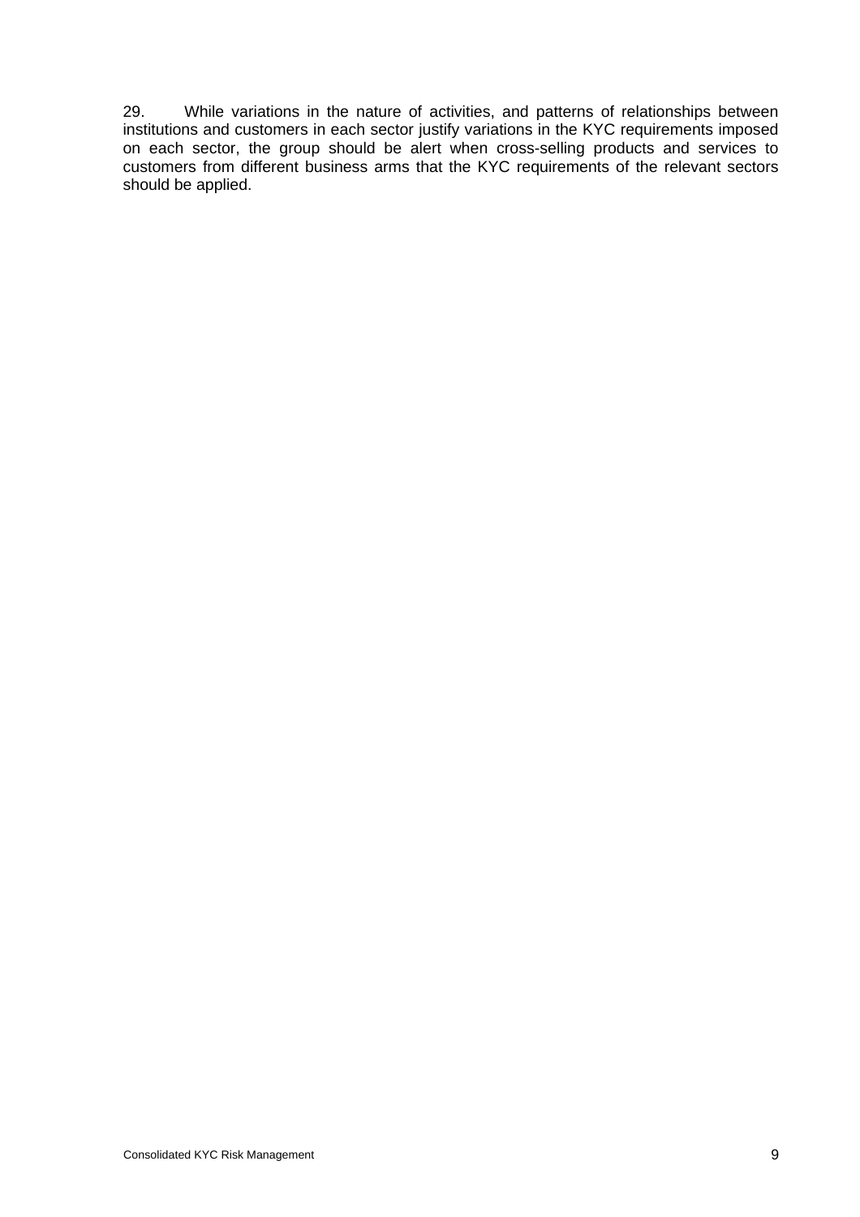29. While variations in the nature of activities, and patterns of relationships between institutions and customers in each sector justify variations in the KYC requirements imposed on each sector, the group should be alert when cross-selling products and services to customers from different business arms that the KYC requirements of the relevant sectors should be applied.